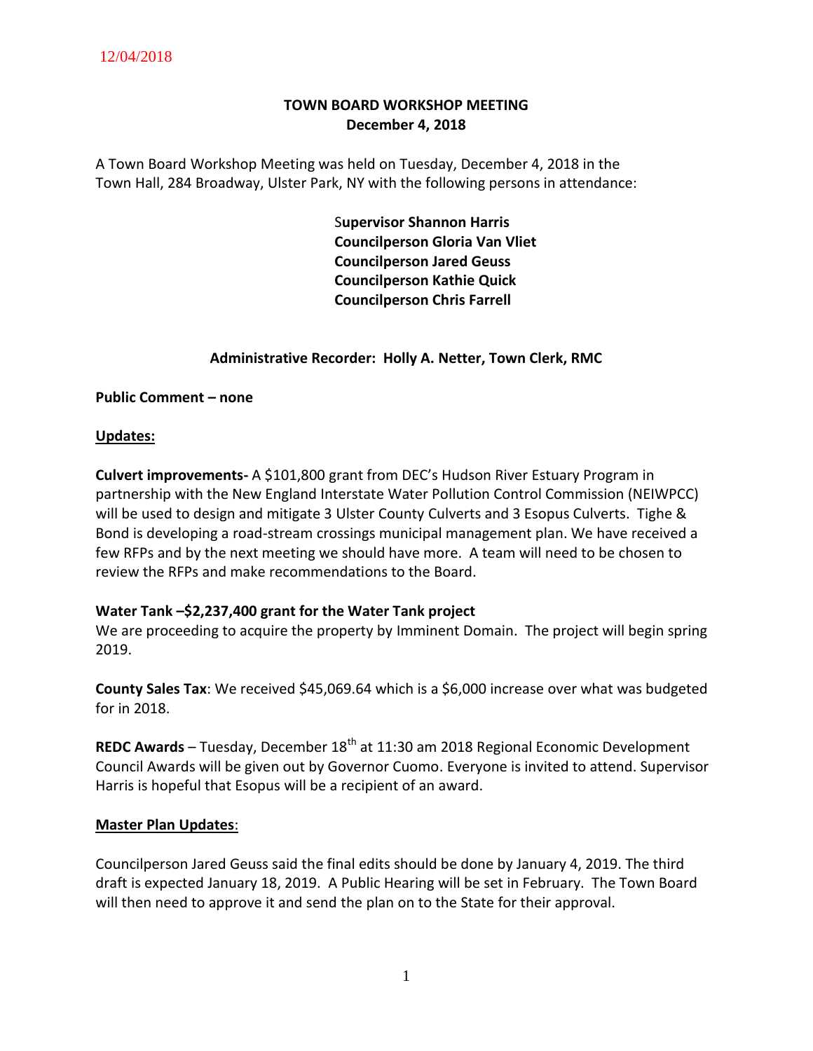12/04/2018

# TOWN BOARD WORKSHOP MEETING
## December 4, 2018

A Town Board Workshop Meeting was held on Tuesday, December 4, 2018 in the Town Hall, 284 Broadway, Ulster Park, NY with the following persons in attendance:

**Supervisor Shannon Harris**
**Councilperson Gloria Van Vliet**
**Councilperson Jared Geuss**
**Councilperson Kathie Quick**
**Councilperson Chris Farrell**

**Administrative Recorder: Holly A. Netter, Town Clerk, RMC**

**Public Comment – none**

**Updates:**

**Culvert improvements-** A $101,800 grant from DEC's Hudson River Estuary Program in partnership with the New England Interstate Water Pollution Control Commission (NEIWPCC) will be used to design and mitigate 3 Ulster County Culverts and 3 Esopus Culverts. Tighe & Bond is developing a road-stream crossings municipal management plan. We have received a few RFPs and by the next meeting we should have more. A team will need to be chosen to review the RFPs and make recommendations to the Board.

**Water Tank –$2,237,400 grant for the Water Tank project**
We are proceeding to acquire the property by Imminent Domain. The project will begin spring 2019.

**County Sales Tax**: We received $45,069.64 which is a $6,000 increase over what was budgeted for in 2018.

**REDC Awards** – Tuesday, December 18th at 11:30 am 2018 Regional Economic Development Council Awards will be given out by Governor Cuomo. Everyone is invited to attend. Supervisor Harris is hopeful that Esopus will be a recipient of an award.

**Master Plan Updates**:

Councilperson Jared Geuss said the final edits should be done by January 4, 2019. The third draft is expected January 18, 2019. A Public Hearing will be set in February. The Town Board will then need to approve it and send the plan on to the State for their approval.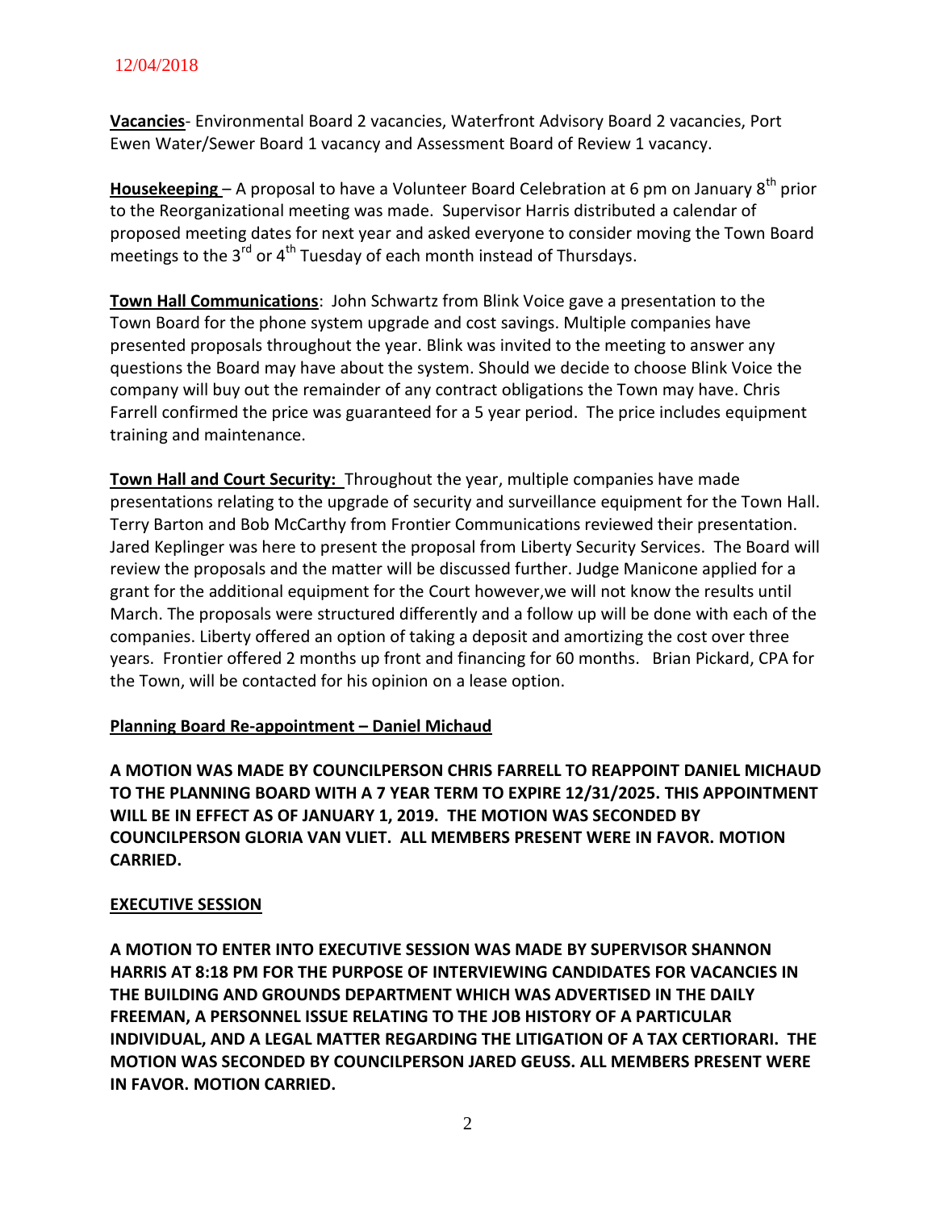**Vacancies**- Environmental Board 2 vacancies, Waterfront Advisory Board 2 vacancies, Port Ewen Water/Sewer Board 1 vacancy and Assessment Board of Review 1 vacancy.

**Housekeeping** – A proposal to have a Volunteer Board Celebration at 6 pm on January 8th prior to the Reorganizational meeting was made. Supervisor Harris distributed a calendar of proposed meeting dates for next year and asked everyone to consider moving the Town Board meetings to the 3rd or 4th Tuesday of each month instead of Thursdays.

**Town Hall Communications**: John Schwartz from Blink Voice gave a presentation to the Town Board for the phone system upgrade and cost savings. Multiple companies have presented proposals throughout the year. Blink was invited to the meeting to answer any questions the Board may have about the system. Should we decide to choose Blink Voice the company will buy out the remainder of any contract obligations the Town may have. Chris Farrell confirmed the price was guaranteed for a 5 year period. The price includes equipment training and maintenance.

**Town Hall and Court Security:** Throughout the year, multiple companies have made presentations relating to the upgrade of security and surveillance equipment for the Town Hall. Terry Barton and Bob McCarthy from Frontier Communications reviewed their presentation. Jared Keplinger was here to present the proposal from Liberty Security Services. The Board will review the proposals and the matter will be discussed further. Judge Manicone applied for a grant for the additional equipment for the Court however,we will not know the results until March. The proposals were structured differently and a follow up will be done with each of the companies. Liberty offered an option of taking a deposit and amortizing the cost over three years. Frontier offered 2 months up front and financing for 60 months. Brian Pickard, CPA for the Town, will be contacted for his opinion on a lease option.

**Planning Board Re-appointment – Daniel Michaud**

**A MOTION WAS MADE BY COUNCILPERSON CHRIS FARRELL TO REAPPOINT DANIEL MICHAUD TO THE PLANNING BOARD WITH A 7 YEAR TERM TO EXPIRE 12/31/2025. THIS APPOINTMENT WILL BE IN EFFECT AS OF JANUARY 1, 2019. THE MOTION WAS SECONDED BY COUNCILPERSON GLORIA VAN VLIET. ALL MEMBERS PRESENT WERE IN FAVOR. MOTION CARRIED.**

**EXECUTIVE SESSION**

**A MOTION TO ENTER INTO EXECUTIVE SESSION WAS MADE BY SUPERVISOR SHANNON HARRIS AT 8:18 PM FOR THE PURPOSE OF INTERVIEWING CANDIDATES FOR VACANCIES IN THE BUILDING AND GROUNDS DEPARTMENT WHICH WAS ADVERTISED IN THE DAILY FREEMAN, A PERSONNEL ISSUE RELATING TO THE JOB HISTORY OF A PARTICULAR INDIVIDUAL, AND A LEGAL MATTER REGARDING THE LITIGATION OF A TAX CERTIORARI. THE MOTION WAS SECONDED BY COUNCILPERSON JARED GEUSS. ALL MEMBERS PRESENT WERE IN FAVOR. MOTION CARRIED.**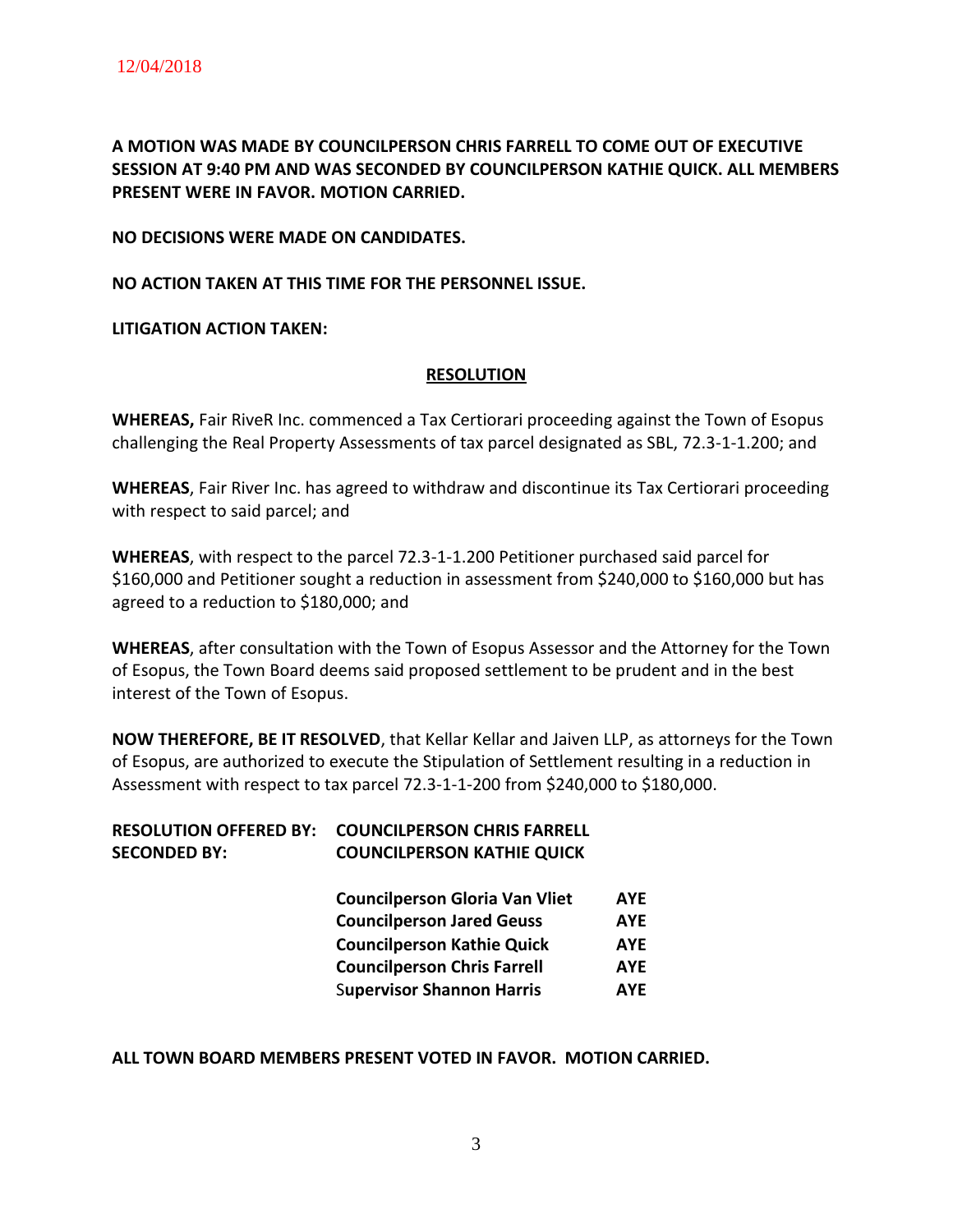12/04/2018

**A MOTION WAS MADE BY COUNCILPERSON CHRIS FARRELL TO COME OUT OF EXECUTIVE SESSION AT 9:40 PM AND WAS SECONDED BY COUNCILPERSON KATHIE QUICK. ALL MEMBERS PRESENT WERE IN FAVOR. MOTION CARRIED.**

**NO DECISIONS WERE MADE ON CANDIDATES.**

**NO ACTION TAKEN AT THIS TIME FOR THE PERSONNEL ISSUE.**

**LITIGATION ACTION TAKEN:**

**RESOLUTION**

**WHEREAS,** Fair RiveR Inc. commenced a Tax Certiorari proceeding against the Town of Esopus challenging the Real Property Assessments of tax parcel designated as SBL, 72.3-1-1.200; and

**WHEREAS**, Fair River Inc. has agreed to withdraw and discontinue its Tax Certiorari proceeding with respect to said parcel; and

**WHEREAS**, with respect to the parcel 72.3-1-1.200 Petitioner purchased said parcel for $160,000 and Petitioner sought a reduction in assessment from $240,000 to $160,000 but has agreed to a reduction to $180,000; and

**WHEREAS**, after consultation with the Town of Esopus Assessor and the Attorney for the Town of Esopus, the Town Board deems said proposed settlement to be prudent and in the best interest of the Town of Esopus.

**NOW THEREFORE, BE IT RESOLVED**, that Kellar Kellar and Jaiven LLP, as attorneys for the Town of Esopus, are authorized to execute the Stipulation of Settlement resulting in a reduction in Assessment with respect to tax parcel 72.3-1-1-200 from $240,000 to $180,000.

**RESOLUTION OFFERED BY: COUNCILPERSON CHRIS FARRELL**
**SECONDED BY: COUNCILPERSON KATHIE QUICK**

| | |
|---|---|
| **Councilperson Gloria Van Vliet** | **AYE** |
| **Councilperson Jared Geuss** | **AYE** |
| **Councilperson Kathie Quick** | **AYE** |
| **Councilperson Chris Farrell** | **AYE** |
| **Supervisor Shannon Harris** | **AYE** |

**ALL TOWN BOARD MEMBERS PRESENT VOTED IN FAVOR. MOTION CARRIED.**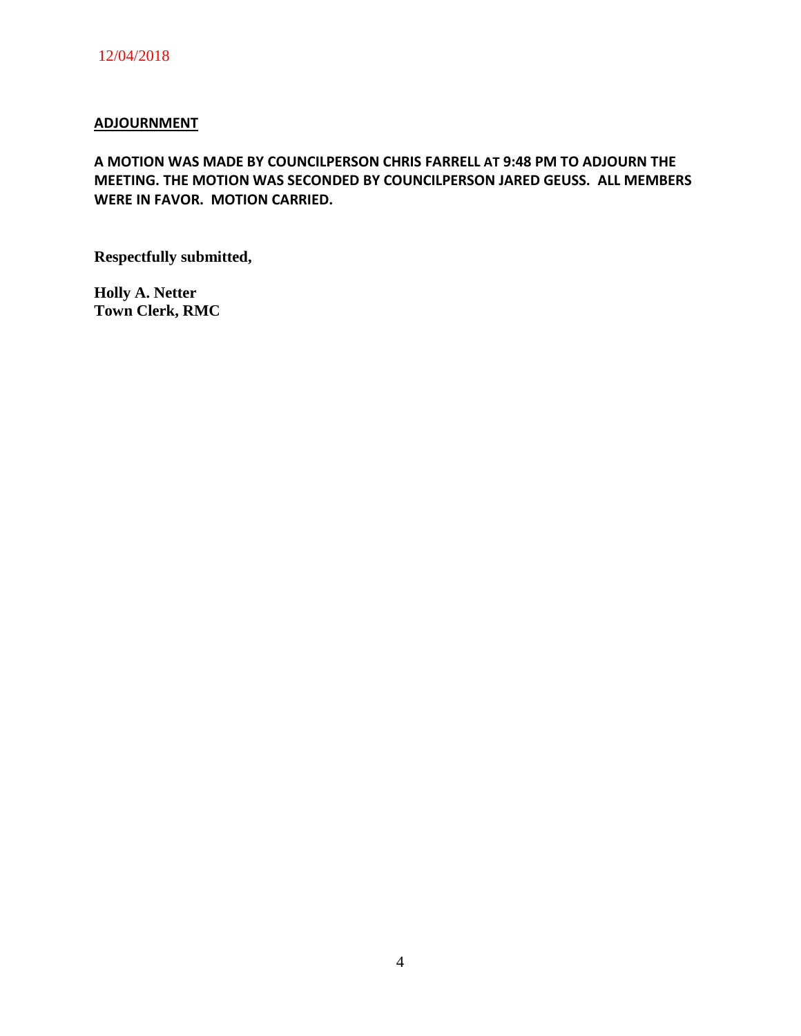12/04/2018

**ADJOURNMENT**

**A MOTION WAS MADE BY COUNCILPERSON CHRIS FARRELL AT 9:48 PM TO ADJOURN THE MEETING. THE MOTION WAS SECONDED BY COUNCILPERSON JARED GEUSS. ALL MEMBERS WERE IN FAVOR. MOTION CARRIED.**

**Respectfully submitted,**

**Holly A. Netter**
**Town Clerk, RMC**